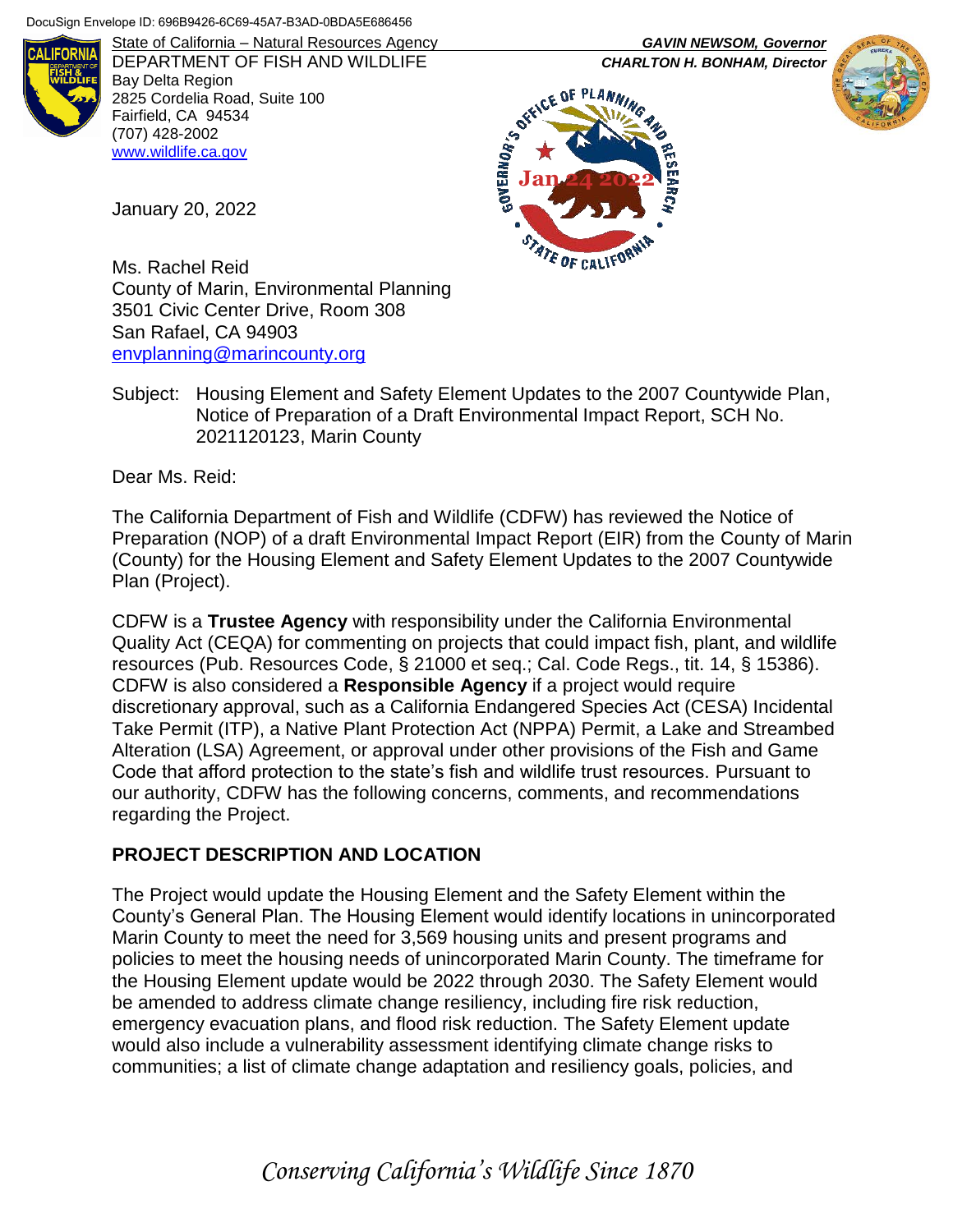DocuSign Envelope ID: 696B9426-6C69-45A7-B3AD-0BDA5E686456

State of California – Natural Resources Agency
DEPARTMENT OF FISH AND WILDLIFE
Bay Delta Region
2825 Cordelia Road, Suite 100
Fairfield, CA 94534
(707) 428-2002
www.wildlife.ca.gov

*GAVIN NEWSOM, Governor*
*CHARLTON H. BONHAM, Director*

Governor's Office of Planning and Research
Jan 24 2022
State of California

January 20, 2022

Ms. Rachel Reid
County of Marin, Environmental Planning
3501 Civic Center Drive, Room 308
San Rafael, CA 94903
envplanning@marincounty.org

Subject: Housing Element and Safety Element Updates to the 2007 Countywide Plan, Notice of Preparation of a Draft Environmental Impact Report, SCH No. 2021120123, Marin County

Dear Ms. Reid:

The California Department of Fish and Wildlife (CDFW) has reviewed the Notice of Preparation (NOP) of a draft Environmental Impact Report (EIR) from the County of Marin (County) for the Housing Element and Safety Element Updates to the 2007 Countywide Plan (Project).

CDFW is a **Trustee Agency** with responsibility under the California Environmental Quality Act (CEQA) for commenting on projects that could impact fish, plant, and wildlife resources (Pub. Resources Code, § 21000 et seq.; Cal. Code Regs., tit. 14, § 15386). CDFW is also considered a **Responsible Agency** if a project would require discretionary approval, such as a California Endangered Species Act (CESA) Incidental Take Permit (ITP), a Native Plant Protection Act (NPPA) Permit, a Lake and Streambed Alteration (LSA) Agreement, or approval under other provisions of the Fish and Game Code that afford protection to the state's fish and wildlife trust resources. Pursuant to our authority, CDFW has the following concerns, comments, and recommendations regarding the Project.

## PROJECT DESCRIPTION AND LOCATION

The Project would update the Housing Element and the Safety Element within the County's General Plan. The Housing Element would identify locations in unincorporated Marin County to meet the need for 3,569 housing units and present programs and policies to meet the housing needs of unincorporated Marin County. The timeframe for the Housing Element update would be 2022 through 2030. The Safety Element would be amended to address climate change resiliency, including fire risk reduction, emergency evacuation plans, and flood risk reduction. The Safety Element update would also include a vulnerability assessment identifying climate change risks to communities; a list of climate change adaptation and resiliency goals, policies, and

*Conserving California's Wildlife Since 1870*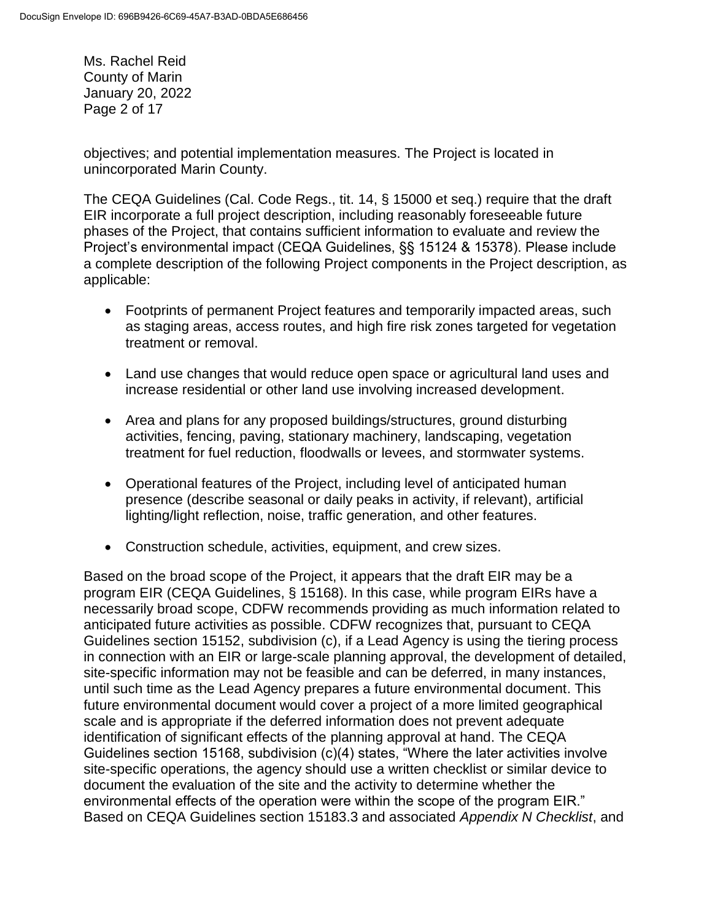objectives; and potential implementation measures. The Project is located in unincorporated Marin County.

The CEQA Guidelines (Cal. Code Regs., tit. 14, § 15000 et seq.) require that the draft EIR incorporate a full project description, including reasonably foreseeable future phases of the Project, that contains sufficient information to evaluate and review the Project's environmental impact (CEQA Guidelines, §§ 15124 & 15378). Please include a complete description of the following Project components in the Project description, as applicable:

- Footprints of permanent Project features and temporarily impacted areas, such as staging areas, access routes, and high fire risk zones targeted for vegetation treatment or removal.
- Land use changes that would reduce open space or agricultural land uses and increase residential or other land use involving increased development.
- Area and plans for any proposed buildings/structures, ground disturbing activities, fencing, paving, stationary machinery, landscaping, vegetation treatment for fuel reduction, floodwalls or levees, and stormwater systems.
- Operational features of the Project, including level of anticipated human presence (describe seasonal or daily peaks in activity, if relevant), artificial lighting/light reflection, noise, traffic generation, and other features.
- Construction schedule, activities, equipment, and crew sizes.

Based on the broad scope of the Project, it appears that the draft EIR may be a program EIR (CEQA Guidelines, § 15168). In this case, while program EIRs have a necessarily broad scope, CDFW recommends providing as much information related to anticipated future activities as possible. CDFW recognizes that, pursuant to CEQA Guidelines section 15152, subdivision (c), if a Lead Agency is using the tiering process in connection with an EIR or large-scale planning approval, the development of detailed, site-specific information may not be feasible and can be deferred, in many instances, until such time as the Lead Agency prepares a future environmental document. This future environmental document would cover a project of a more limited geographical scale and is appropriate if the deferred information does not prevent adequate identification of significant effects of the planning approval at hand. The CEQA Guidelines section 15168, subdivision (c)(4) states, "Where the later activities involve site-specific operations, the agency should use a written checklist or similar device to document the evaluation of the site and the activity to determine whether the environmental effects of the operation were within the scope of the program EIR." Based on CEQA Guidelines section 15183.3 and associated *Appendix N Checklist*, and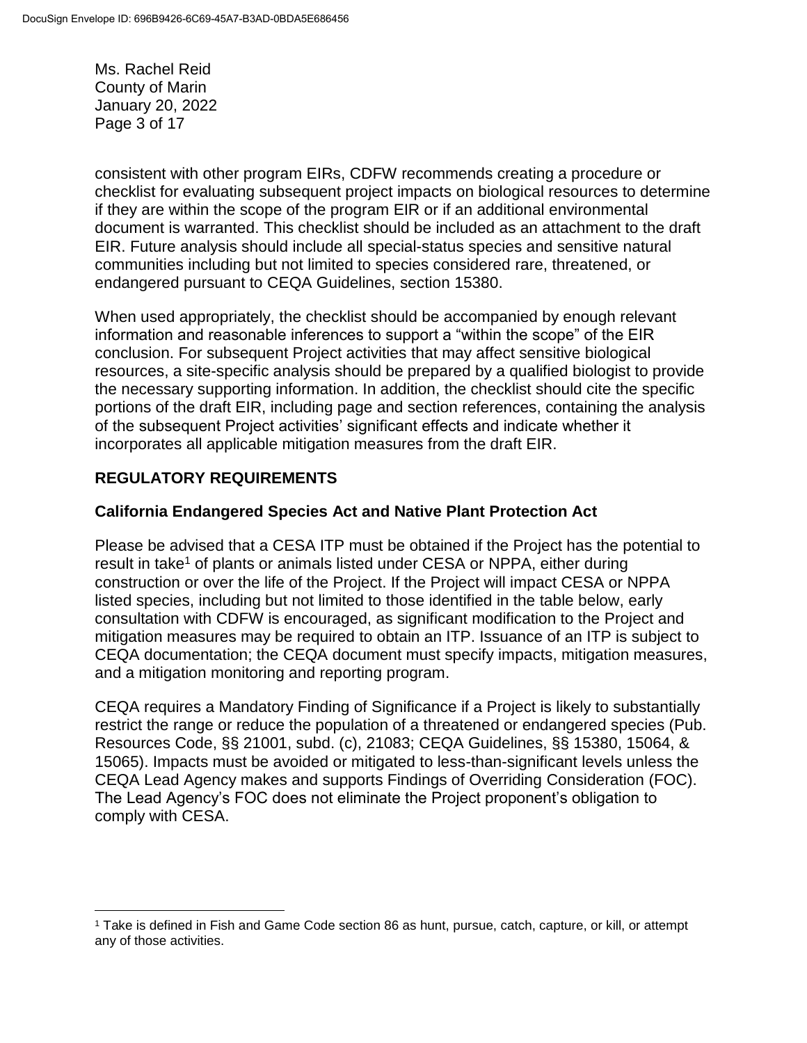consistent with other program EIRs, CDFW recommends creating a procedure or checklist for evaluating subsequent project impacts on biological resources to determine if they are within the scope of the program EIR or if an additional environmental document is warranted. This checklist should be included as an attachment to the draft EIR. Future analysis should include all special-status species and sensitive natural communities including but not limited to species considered rare, threatened, or endangered pursuant to CEQA Guidelines, section 15380.

When used appropriately, the checklist should be accompanied by enough relevant information and reasonable inferences to support a "within the scope" of the EIR conclusion. For subsequent Project activities that may affect sensitive biological resources, a site-specific analysis should be prepared by a qualified biologist to provide the necessary supporting information. In addition, the checklist should cite the specific portions of the draft EIR, including page and section references, containing the analysis of the subsequent Project activities' significant effects and indicate whether it incorporates all applicable mitigation measures from the draft EIR.

## REGULATORY REQUIREMENTS

### California Endangered Species Act and Native Plant Protection Act

Please be advised that a CESA ITP must be obtained if the Project has the potential to result in take[1] of plants or animals listed under CESA or NPPA, either during construction or over the life of the Project. If the Project will impact CESA or NPPA listed species, including but not limited to those identified in the table below, early consultation with CDFW is encouraged, as significant modification to the Project and mitigation measures may be required to obtain an ITP. Issuance of an ITP is subject to CEQA documentation; the CEQA document must specify impacts, mitigation measures, and a mitigation monitoring and reporting program.

CEQA requires a Mandatory Finding of Significance if a Project is likely to substantially restrict the range or reduce the population of a threatened or endangered species (Pub. Resources Code, §§ 21001, subd. (c), 21083; CEQA Guidelines, §§ 15380, 15064, & 15065). Impacts must be avoided or mitigated to less-than-significant levels unless the CEQA Lead Agency makes and supports Findings of Overriding Consideration (FOC). The Lead Agency's FOC does not eliminate the Project proponent's obligation to comply with CESA.

[1] Take is defined in Fish and Game Code section 86 as hunt, pursue, catch, capture, or kill, or attempt any of those activities.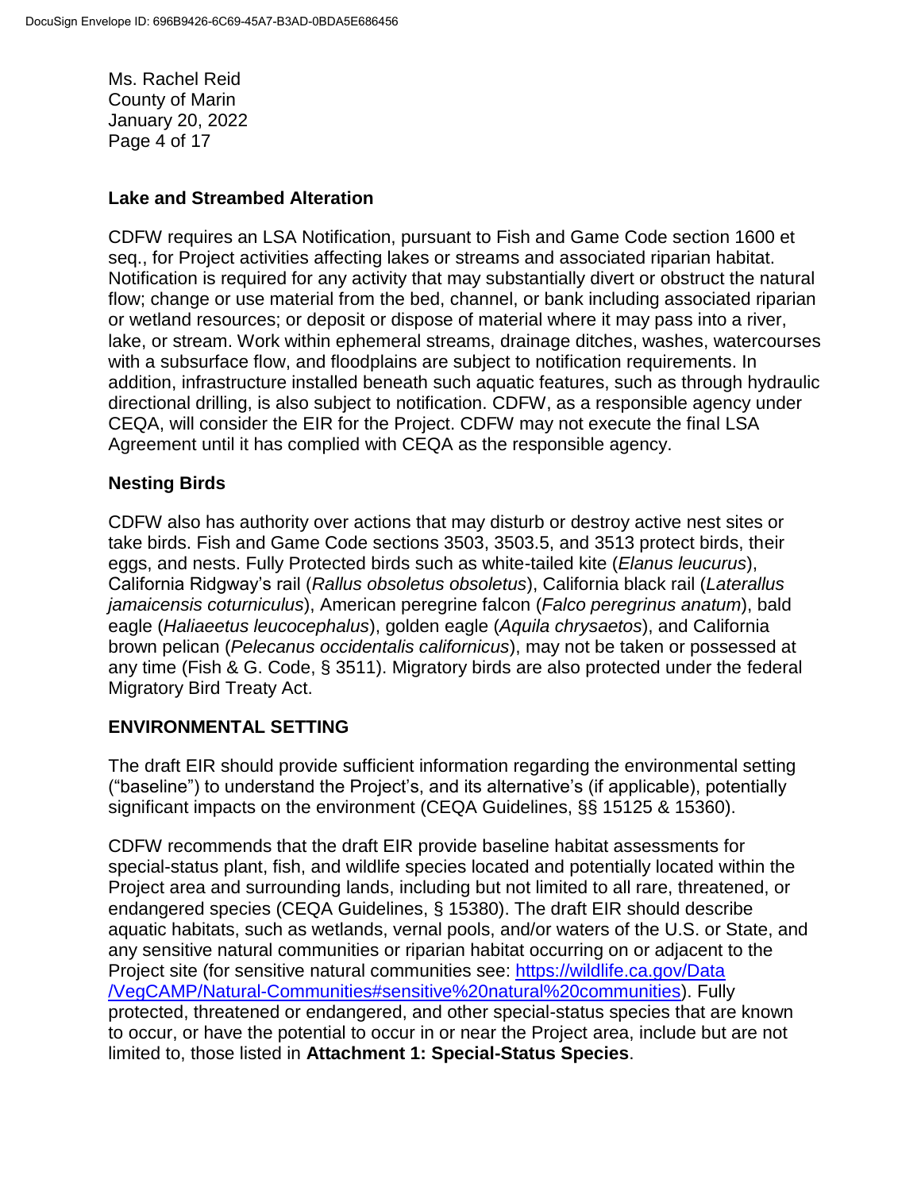## Lake and Streambed Alteration

CDFW requires an LSA Notification, pursuant to Fish and Game Code section 1600 et seq., for Project activities affecting lakes or streams and associated riparian habitat. Notification is required for any activity that may substantially divert or obstruct the natural flow; change or use material from the bed, channel, or bank including associated riparian or wetland resources; or deposit or dispose of material where it may pass into a river, lake, or stream. Work within ephemeral streams, drainage ditches, washes, watercourses with a subsurface flow, and floodplains are subject to notification requirements. In addition, infrastructure installed beneath such aquatic features, such as through hydraulic directional drilling, is also subject to notification. CDFW, as a responsible agency under CEQA, will consider the EIR for the Project. CDFW may not execute the final LSA Agreement until it has complied with CEQA as the responsible agency.

## Nesting Birds

CDFW also has authority over actions that may disturb or destroy active nest sites or take birds. Fish and Game Code sections 3503, 3503.5, and 3513 protect birds, their eggs, and nests. Fully Protected birds such as white-tailed kite (*Elanus leucurus*), California Ridgway's rail (*Rallus obsoletus obsoletus*), California black rail (*Laterallus jamaicensis coturniculus*), American peregrine falcon (*Falco peregrinus anatum*), bald eagle (*Haliaeetus leucocephalus*), golden eagle (*Aquila chrysaetos*), and California brown pelican (*Pelecanus occidentalis californicus*), may not be taken or possessed at any time (Fish & G. Code, § 3511). Migratory birds are also protected under the federal Migratory Bird Treaty Act.

## ENVIRONMENTAL SETTING

The draft EIR should provide sufficient information regarding the environmental setting ("baseline") to understand the Project's, and its alternative's (if applicable), potentially significant impacts on the environment (CEQA Guidelines, §§ 15125 & 15360).

CDFW recommends that the draft EIR provide baseline habitat assessments for special-status plant, fish, and wildlife species located and potentially located within the Project area and surrounding lands, including but not limited to all rare, threatened, or endangered species (CEQA Guidelines, § 15380). The draft EIR should describe aquatic habitats, such as wetlands, vernal pools, and/or waters of the U.S. or State, and any sensitive natural communities or riparian habitat occurring on or adjacent to the Project site (for sensitive natural communities see: [https://wildlife.ca.gov/Data/VegCAMP/Natural-Communities#sensitive%20natural%20communities](https://wildlife.ca.gov/Data/VegCAMP/Natural-Communities#sensitive%20natural%20communities)). Fully protected, threatened or endangered, and other special-status species that are known to occur, or have the potential to occur in or near the Project area, include but are not limited to, those listed in **Attachment 1: Special-Status Species**.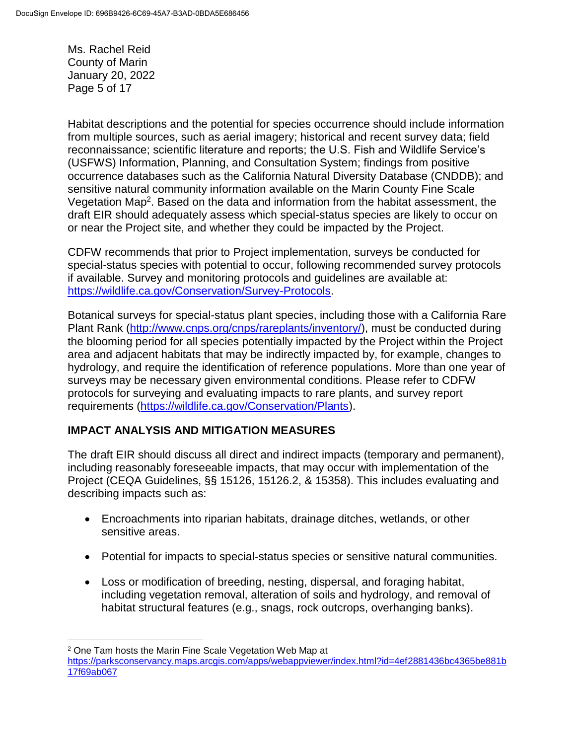Habitat descriptions and the potential for species occurrence should include information from multiple sources, such as aerial imagery; historical and recent survey data; field reconnaissance; scientific literature and reports; the U.S. Fish and Wildlife Service's (USFWS) Information, Planning, and Consultation System; findings from positive occurrence databases such as the California Natural Diversity Database (CNDDB); and sensitive natural community information available on the Marin County Fine Scale Vegetation Map[2]. Based on the data and information from the habitat assessment, the draft EIR should adequately assess which special-status species are likely to occur on or near the Project site, and whether they could be impacted by the Project.

CDFW recommends that prior to Project implementation, surveys be conducted for special-status species with potential to occur, following recommended survey protocols if available. Survey and monitoring protocols and guidelines are available at: https://wildlife.ca.gov/Conservation/Survey-Protocols.

Botanical surveys for special-status plant species, including those with a California Rare Plant Rank (http://www.cnps.org/cnps/rareplants/inventory/), must be conducted during the blooming period for all species potentially impacted by the Project within the Project area and adjacent habitats that may be indirectly impacted by, for example, changes to hydrology, and require the identification of reference populations. More than one year of surveys may be necessary given environmental conditions. Please refer to CDFW protocols for surveying and evaluating impacts to rare plants, and survey report requirements (https://wildlife.ca.gov/Conservation/Plants).

## IMPACT ANALYSIS AND MITIGATION MEASURES

The draft EIR should discuss all direct and indirect impacts (temporary and permanent), including reasonably foreseeable impacts, that may occur with implementation of the Project (CEQA Guidelines, §§ 15126, 15126.2, & 15358). This includes evaluating and describing impacts such as:

- Encroachments into riparian habitats, drainage ditches, wetlands, or other sensitive areas.
- Potential for impacts to special-status species or sensitive natural communities.
- Loss or modification of breeding, nesting, dispersal, and foraging habitat, including vegetation removal, alteration of soils and hydrology, and removal of habitat structural features (e.g., snags, rock outcrops, overhanging banks).

---

[2] One Tam hosts the Marin Fine Scale Vegetation Web Map at https://parksconservancy.maps.arcgis.com/apps/webappviewer/index.html?id=4ef2881436bc4365be881b17f69ab067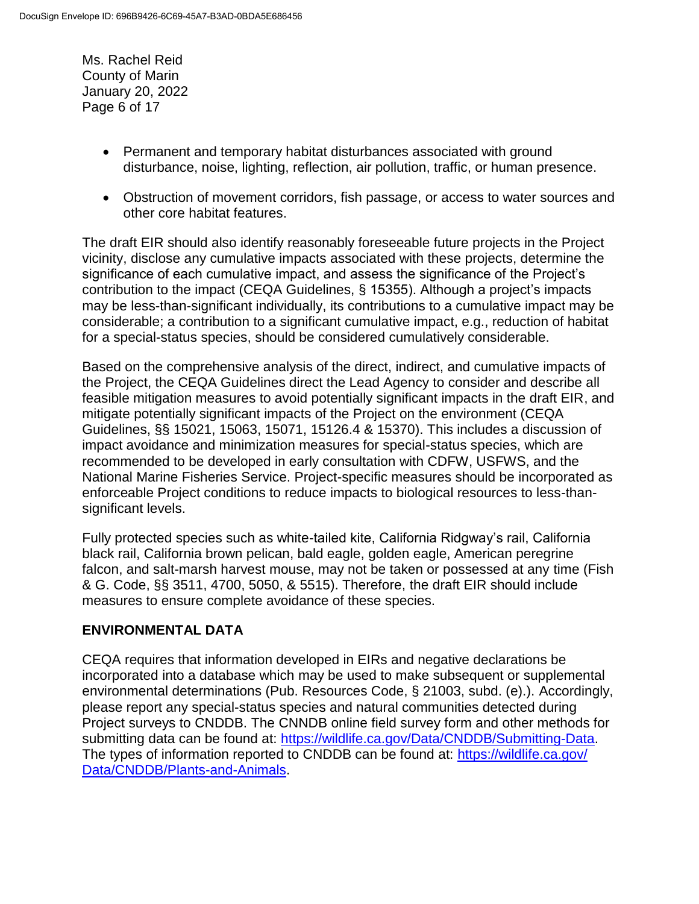- Permanent and temporary habitat disturbances associated with ground disturbance, noise, lighting, reflection, air pollution, traffic, or human presence.

- Obstruction of movement corridors, fish passage, or access to water sources and other core habitat features.

The draft EIR should also identify reasonably foreseeable future projects in the Project vicinity, disclose any cumulative impacts associated with these projects, determine the significance of each cumulative impact, and assess the significance of the Project's contribution to the impact (CEQA Guidelines, § 15355). Although a project's impacts may be less-than-significant individually, its contributions to a cumulative impact may be considerable; a contribution to a significant cumulative impact, e.g., reduction of habitat for a special-status species, should be considered cumulatively considerable.

Based on the comprehensive analysis of the direct, indirect, and cumulative impacts of the Project, the CEQA Guidelines direct the Lead Agency to consider and describe all feasible mitigation measures to avoid potentially significant impacts in the draft EIR, and mitigate potentially significant impacts of the Project on the environment (CEQA Guidelines, §§ 15021, 15063, 15071, 15126.4 & 15370). This includes a discussion of impact avoidance and minimization measures for special-status species, which are recommended to be developed in early consultation with CDFW, USFWS, and the National Marine Fisheries Service. Project-specific measures should be incorporated as enforceable Project conditions to reduce impacts to biological resources to less-than-significant levels.

Fully protected species such as white-tailed kite, California Ridgway's rail, California black rail, California brown pelican, bald eagle, golden eagle, American peregrine falcon, and salt-marsh harvest mouse, may not be taken or possessed at any time (Fish & G. Code, §§ 3511, 4700, 5050, & 5515). Therefore, the draft EIR should include measures to ensure complete avoidance of these species.

## ENVIRONMENTAL DATA

CEQA requires that information developed in EIRs and negative declarations be incorporated into a database which may be used to make subsequent or supplemental environmental determinations (Pub. Resources Code, § 21003, subd. (e).). Accordingly, please report any special-status species and natural communities detected during Project surveys to CNDDB. The CNNDB online field survey form and other methods for submitting data can be found at: [https://wildlife.ca.gov/Data/CNDDB/Submitting-Data](https://wildlife.ca.gov/Data/CNDDB/Submitting-Data). The types of information reported to CNDDB can be found at: [https://wildlife.ca.gov/Data/CNDDB/Plants-and-Animals](https://wildlife.ca.gov/Data/CNDDB/Plants-and-Animals).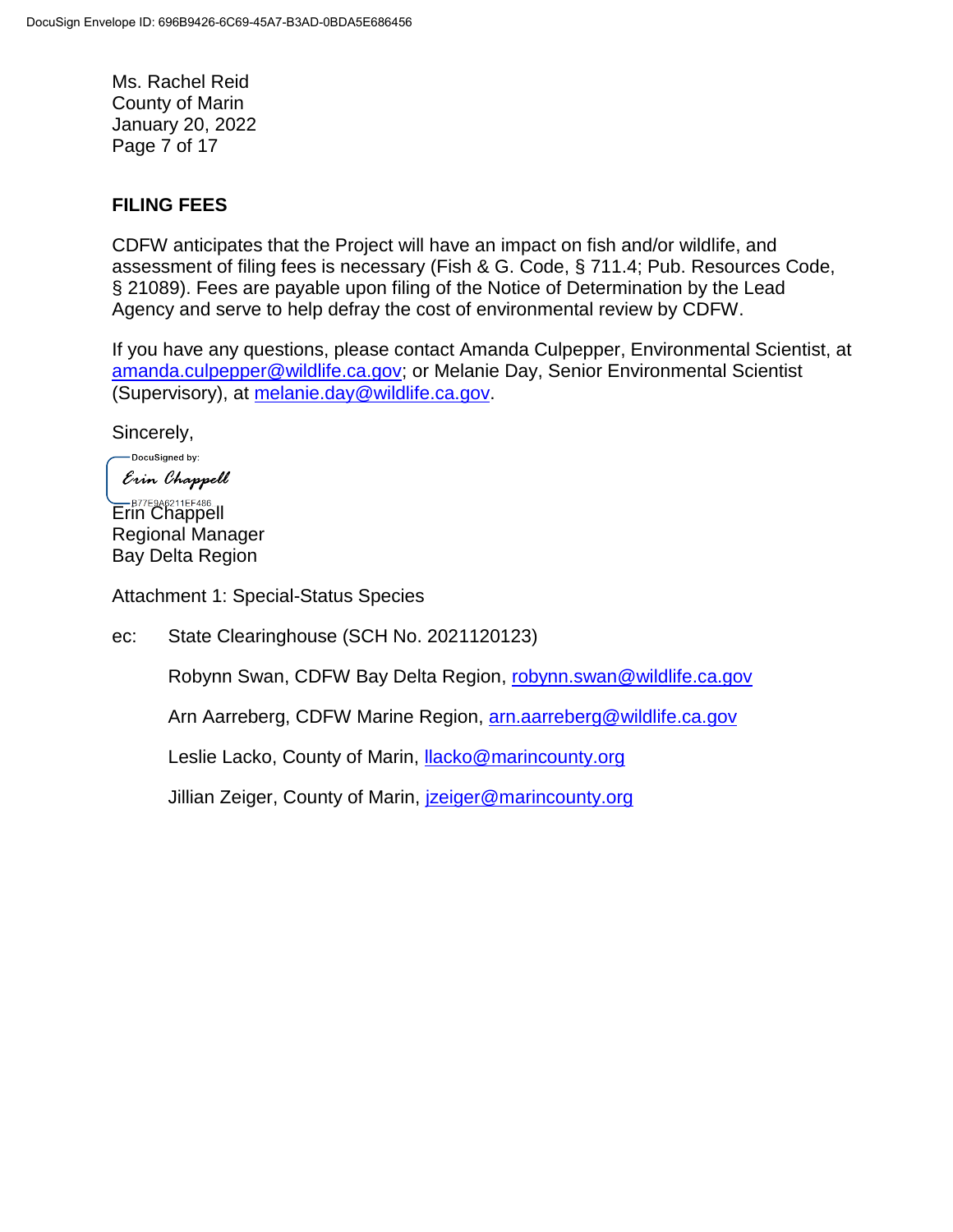Ms. Rachel Reid
County of Marin
January 20, 2022

## FILING FEES

CDFW anticipates that the Project will have an impact on fish and/or wildlife, and assessment of filing fees is necessary (Fish & G. Code, § 711.4; Pub. Resources Code, § 21089). Fees are payable upon filing of the Notice of Determination by the Lead Agency and serve to help defray the cost of environmental review by CDFW.

If you have any questions, please contact Amanda Culpepper, Environmental Scientist, at amanda.culpepper@wildlife.ca.gov; or Melanie Day, Senior Environmental Scientist (Supervisory), at melanie.day@wildlife.ca.gov.

Sincerely,

DocuSigned by:
Erin Chappell
B77E9A6211EF486

Erin Chappell
Regional Manager
Bay Delta Region

Attachment 1: Special-Status Species

ec: State Clearinghouse (SCH No. 2021120123)

Robynn Swan, CDFW Bay Delta Region, robynn.swan@wildlife.ca.gov

Arn Aarreberg, CDFW Marine Region, arn.aarreberg@wildlife.ca.gov

Leslie Lacko, County of Marin, llacko@marincounty.org

Jillian Zeiger, County of Marin, jzeiger@marincounty.org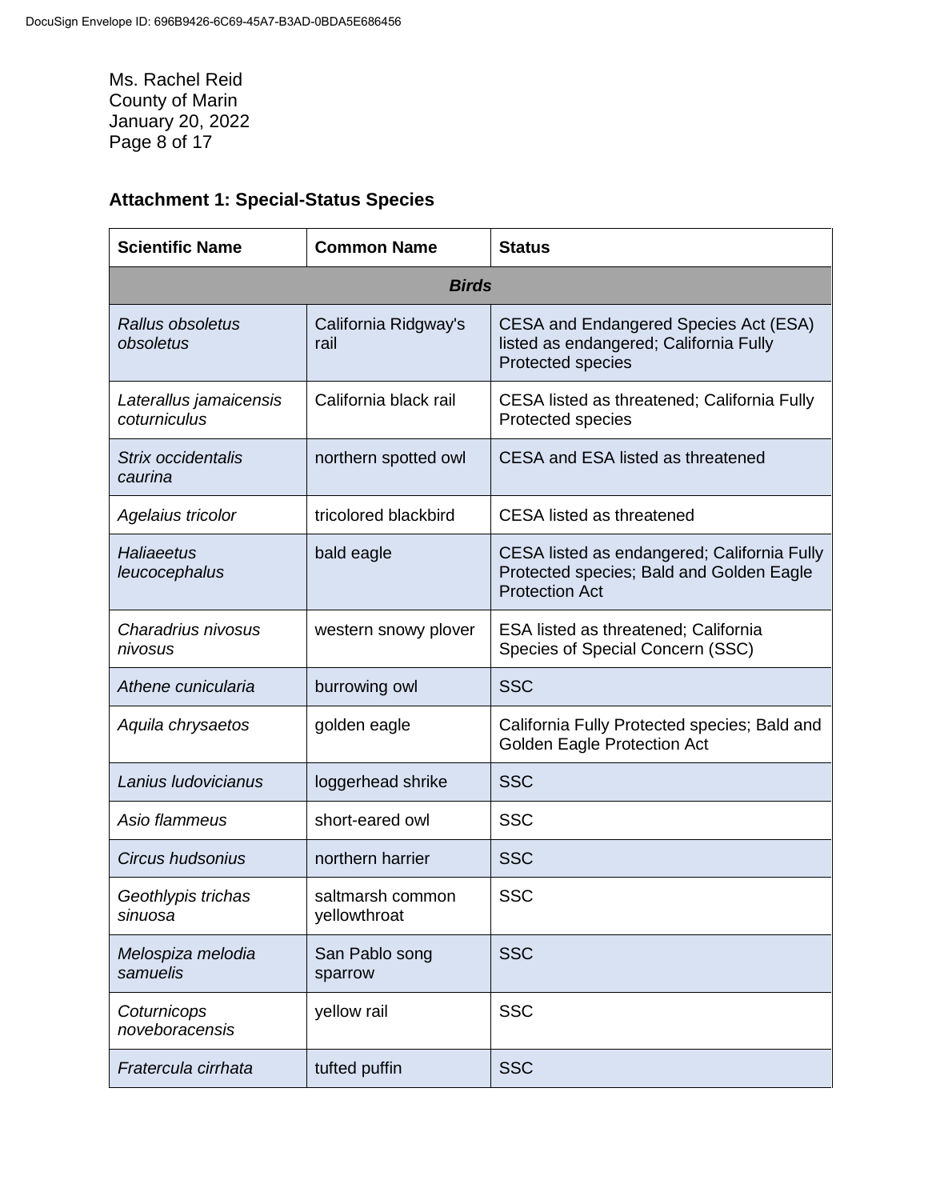Ms. Rachel Reid
County of Marin
January 20, 2022

## Attachment 1: Special-Status Species

| Scientific Name | Common Name | Status |
|---|---|---|
| ***Birds*** | | |
| *Rallus obsoletus obsoletus* | California Ridgway's rail | CESA and Endangered Species Act (ESA) listed as endangered; California Fully Protected species |
| *Laterallus jamaicensis coturniculus* | California black rail | CESA listed as threatened; California Fully Protected species |
| *Strix occidentalis caurina* | northern spotted owl | CESA and ESA listed as threatened |
| *Agelaius tricolor* | tricolored blackbird | CESA listed as threatened |
| *Haliaeetus leucocephalus* | bald eagle | CESA listed as endangered; California Fully Protected species; Bald and Golden Eagle Protection Act |
| *Charadrius nivosus nivosus* | western snowy plover | ESA listed as threatened; California Species of Special Concern (SSC) |
| *Athene cunicularia* | burrowing owl | SSC |
| *Aquila chrysaetos* | golden eagle | California Fully Protected species; Bald and Golden Eagle Protection Act |
| *Lanius ludovicianus* | loggerhead shrike | SSC |
| *Asio flammeus* | short-eared owl | SSC |
| *Circus hudsonius* | northern harrier | SSC |
| *Geothlypis trichas sinuosa* | saltmarsh common yellowthroat | SSC |
| *Melospiza melodia samuelis* | San Pablo song sparrow | SSC |
| *Coturnicops noveboracensis* | yellow rail | SSC |
| *Fratercula cirrhata* | tufted puffin | SSC |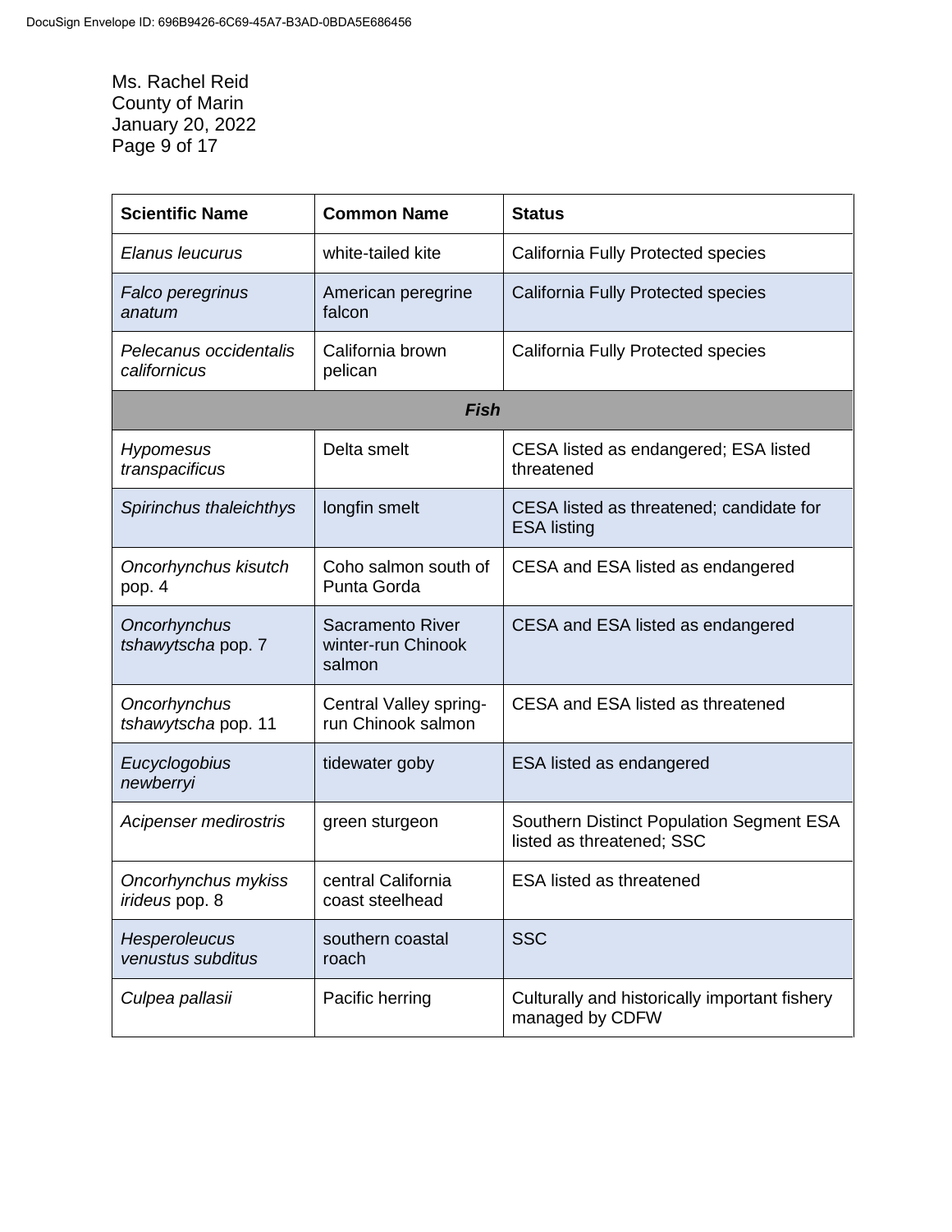Ms. Rachel Reid
County of Marin
January 20, 2022

| Scientific Name | Common Name | Status |
|---|---|---|
| *Elanus leucurus* | white-tailed kite | California Fully Protected species |
| *Falco peregrinus anatum* | American peregrine falcon | California Fully Protected species |
| *Pelecanus occidentalis californicus* | California brown pelican | California Fully Protected species |
| ***Fish*** | | |
| *Hypomesus transpacificus* | Delta smelt | CESA listed as endangered; ESA listed threatened |
| *Spirinchus thaleichthys* | longfin smelt | CESA listed as threatened; candidate for ESA listing |
| *Oncorhynchus kisutch* pop. 4 | Coho salmon south of Punta Gorda | CESA and ESA listed as endangered |
| *Oncorhynchus tshawytscha* pop. 7 | Sacramento River winter-run Chinook salmon | CESA and ESA listed as endangered |
| *Oncorhynchus tshawytscha* pop. 11 | Central Valley spring-run Chinook salmon | CESA and ESA listed as threatened |
| *Eucyclogobius newberryi* | tidewater goby | ESA listed as endangered |
| *Acipenser medirostris* | green sturgeon | Southern Distinct Population Segment ESA listed as threatened; SSC |
| *Oncorhynchus mykiss irideus* pop. 8 | central California coast steelhead | ESA listed as threatened |
| *Hesperoleucus venustus subditus* | southern coastal roach | SSC |
| *Culpea pallasii* | Pacific herring | Culturally and historically important fishery managed by CDFW |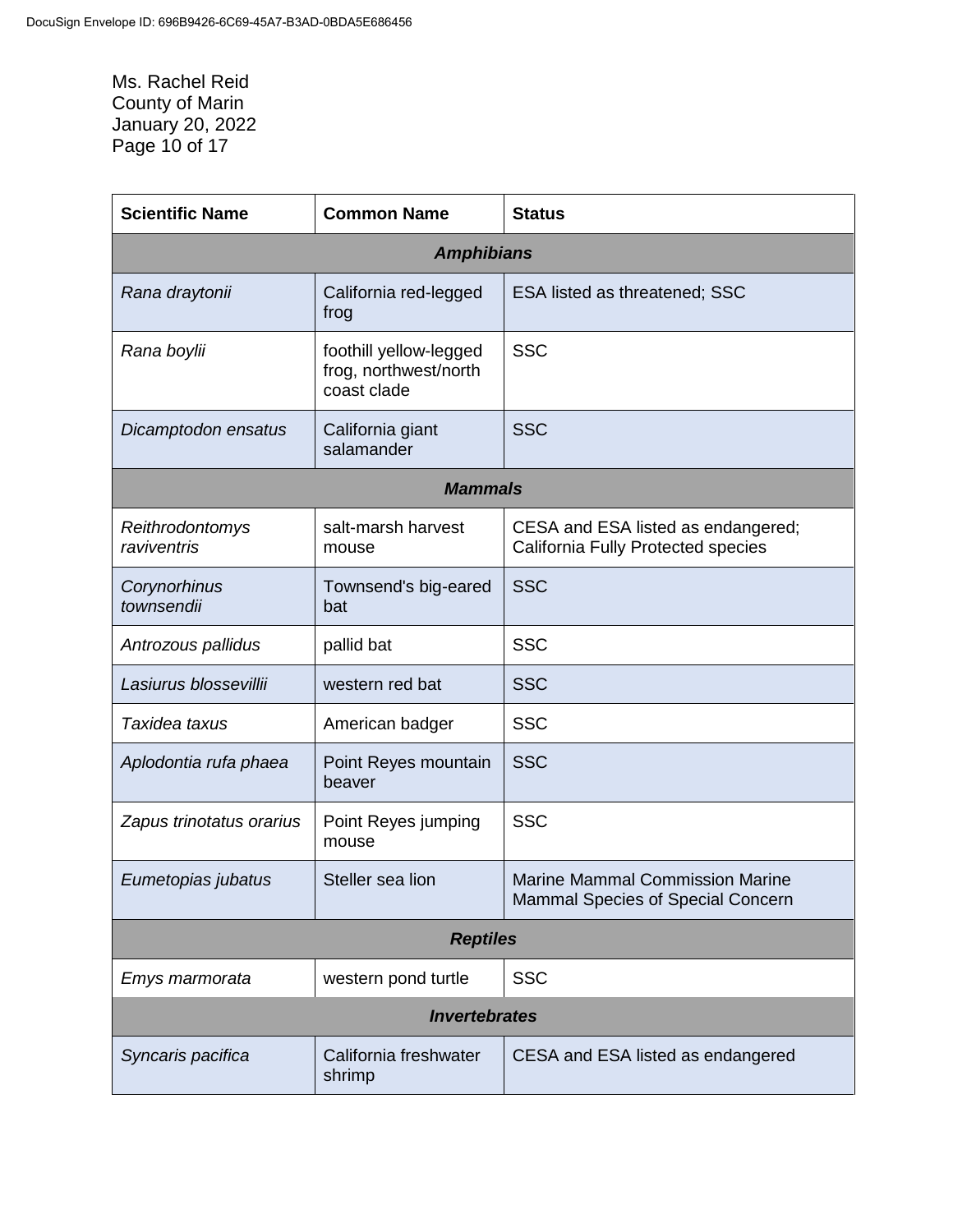| Scientific Name | Common Name | Status |
|---|---|---|
| ***Amphibians*** | | |
| *Rana draytonii* | California red-legged frog | ESA listed as threatened; SSC |
| *Rana boylii* | foothill yellow-legged frog, northwest/north coast clade | SSC |
| *Dicamptodon ensatus* | California giant salamander | SSC |
| ***Mammals*** | | |
| *Reithrodontomys raviventris* | salt-marsh harvest mouse | CESA and ESA listed as endangered; California Fully Protected species |
| *Corynorhinus townsendii* | Townsend's big-eared bat | SSC |
| *Antrozous pallidus* | pallid bat | SSC |
| *Lasiurus blossevillii* | western red bat | SSC |
| *Taxidea taxus* | American badger | SSC |
| *Aplodontia rufa phaea* | Point Reyes mountain beaver | SSC |
| *Zapus trinotatus orarius* | Point Reyes jumping mouse | SSC |
| *Eumetopias jubatus* | Steller sea lion | Marine Mammal Commission Marine Mammal Species of Special Concern |
| ***Reptiles*** | | |
| *Emys marmorata* | western pond turtle | SSC |
| ***Invertebrates*** | | |
| *Syncaris pacifica* | California freshwater shrimp | CESA and ESA listed as endangered |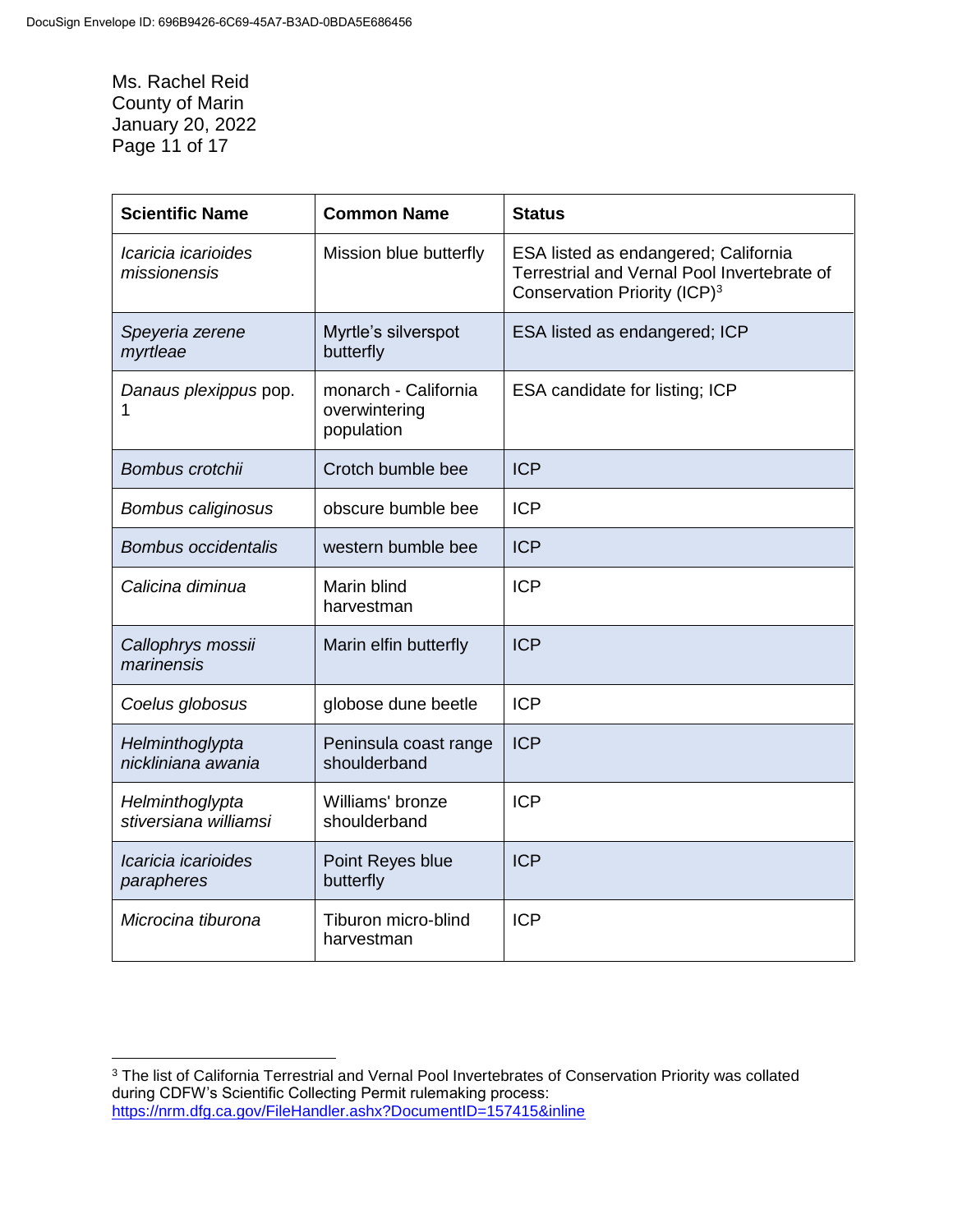| Scientific Name | Common Name | Status |
|---|---|---|
| *Icaricia icarioides missionensis* | Mission blue butterfly | ESA listed as endangered; California Terrestrial and Vernal Pool Invertebrate of Conservation Priority (ICP)[3] |
| *Speyeria zerene myrtleae* | Myrtle's silverspot butterfly | ESA listed as endangered; ICP |
| *Danaus plexippus* pop. 1 | monarch - California overwintering population | ESA candidate for listing; ICP |
| *Bombus crotchii* | Crotch bumble bee | ICP |
| *Bombus caliginosus* | obscure bumble bee | ICP |
| *Bombus occidentalis* | western bumble bee | ICP |
| *Calicina diminua* | Marin blind harvestman | ICP |
| *Callophrys mossii marinensis* | Marin elfin butterfly | ICP |
| *Coelus globosus* | globose dune beetle | ICP |
| *Helminthoglypta nickliniana awania* | Peninsula coast range shoulderband | ICP |
| *Helminthoglypta stiversiana williamsi* | Williams' bronze shoulderband | ICP |
| *Icaricia icarioides parapheres* | Point Reyes blue butterfly | ICP |
| *Microcina tiburona* | Tiburon micro-blind harvestman | ICP |

[3] The list of California Terrestrial and Vernal Pool Invertebrates of Conservation Priority was collated during CDFW's Scientific Collecting Permit rulemaking process: https://nrm.dfg.ca.gov/FileHandler.ashx?DocumentID=157415&inline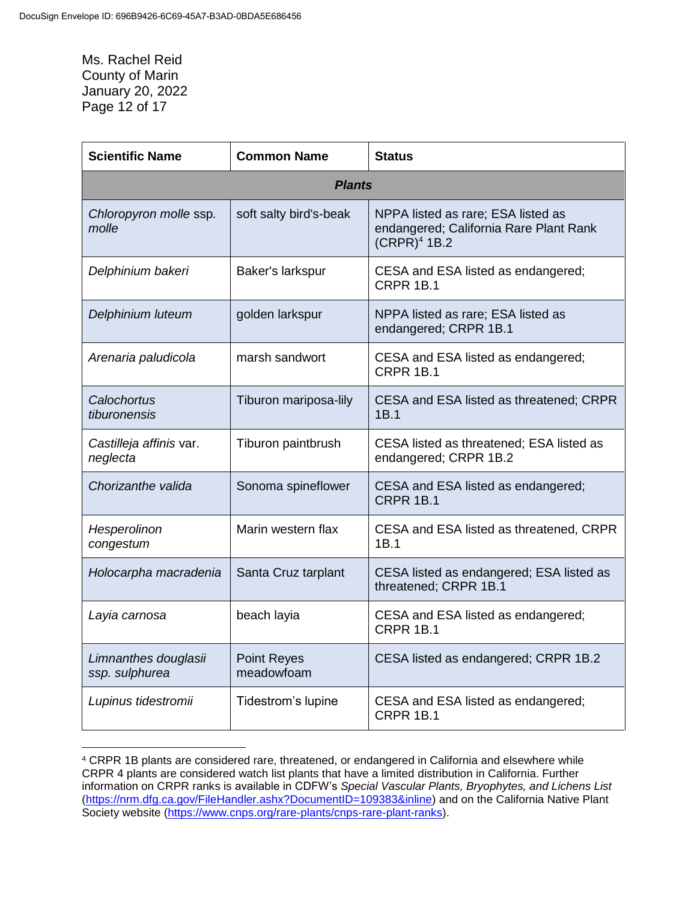Ms. Rachel Reid
County of Marin
January 20, 2022

| Scientific Name | Common Name | Status |
|---|---|---|
| ***Plants*** | | |
| *Chloropyron molle* ssp. *molle* | soft salty bird's-beak | NPPA listed as rare; ESA listed as endangered; California Rare Plant Rank (CRPR)[4] 1B.2 |
| *Delphinium bakeri* | Baker's larkspur | CESA and ESA listed as endangered; CRPR 1B.1 |
| *Delphinium luteum* | golden larkspur | NPPA listed as rare; ESA listed as endangered; CRPR 1B.1 |
| *Arenaria paludicola* | marsh sandwort | CESA and ESA listed as endangered; CRPR 1B.1 |
| *Calochortus tiburonensis* | Tiburon mariposa-lily | CESA and ESA listed as threatened; CRPR 1B.1 |
| *Castilleja affinis* var. *neglecta* | Tiburon paintbrush | CESA listed as threatened; ESA listed as endangered; CRPR 1B.2 |
| *Chorizanthe valida* | Sonoma spineflower | CESA and ESA listed as endangered; CRPR 1B.1 |
| *Hesperolinon congestum* | Marin western flax | CESA and ESA listed as threatened, CRPR 1B.1 |
| *Holocarpha macradenia* | Santa Cruz tarplant | CESA listed as endangered; ESA listed as threatened; CRPR 1B.1 |
| *Layia carnosa* | beach layia | CESA and ESA listed as endangered; CRPR 1B.1 |
| *Limnanthes douglasii ssp. sulphurea* | Point Reyes meadowfoam | CESA listed as endangered; CRPR 1B.2 |
| *Lupinus tidestromii* | Tidestrom's lupine | CESA and ESA listed as endangered; CRPR 1B.1 |

[4] CRPR 1B plants are considered rare, threatened, or endangered in California and elsewhere while CRPR 4 plants are considered watch list plants that have a limited distribution in California. Further information on CRPR ranks is available in CDFW's *Special Vascular Plants, Bryophytes, and Lichens List* (https://nrm.dfg.ca.gov/FileHandler.ashx?DocumentID=109383&inline) and on the California Native Plant Society website (https://www.cnps.org/rare-plants/cnps-rare-plant-ranks).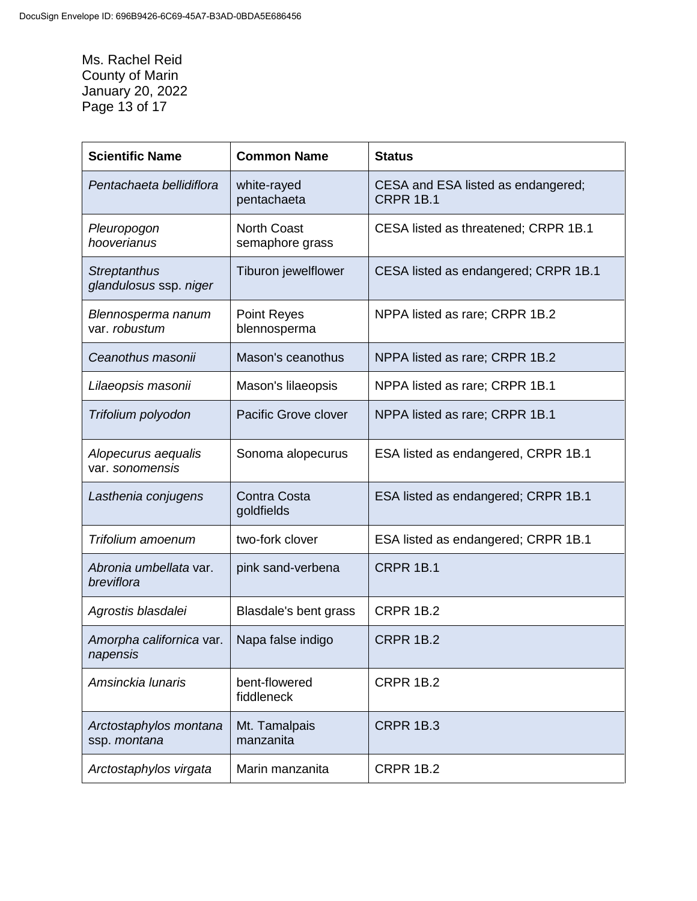Ms. Rachel Reid
County of Marin
January 20, 2022

| Scientific Name | Common Name | Status |
|---|---|---|
| *Pentachaeta bellidiflora* | white-rayed pentachaeta | CESA and ESA listed as endangered; CRPR 1B.1 |
| *Pleuropogon hooverianus* | North Coast semaphore grass | CESA listed as threatened; CRPR 1B.1 |
| *Streptanthus glandulosus* ssp. *niger* | Tiburon jewelflower | CESA listed as endangered; CRPR 1B.1 |
| *Blennosperma nanum* var. *robustum* | Point Reyes blennosperma | NPPA listed as rare; CRPR 1B.2 |
| *Ceanothus masonii* | Mason's ceanothus | NPPA listed as rare; CRPR 1B.2 |
| *Lilaeopsis masonii* | Mason's lilaeopsis | NPPA listed as rare; CRPR 1B.1 |
| *Trifolium polyodon* | Pacific Grove clover | NPPA listed as rare; CRPR 1B.1 |
| *Alopecurus aequalis* var. *sonomensis* | Sonoma alopecurus | ESA listed as endangered, CRPR 1B.1 |
| *Lasthenia conjugens* | Contra Costa goldfields | ESA listed as endangered; CRPR 1B.1 |
| *Trifolium amoenum* | two-fork clover | ESA listed as endangered; CRPR 1B.1 |
| *Abronia umbellata* var. *breviflora* | pink sand-verbena | CRPR 1B.1 |
| *Agrostis blasdalei* | Blasdale's bent grass | CRPR 1B.2 |
| *Amorpha californica* var. *napensis* | Napa false indigo | CRPR 1B.2 |
| *Amsinckia lunaris* | bent-flowered fiddleneck | CRPR 1B.2 |
| *Arctostaphylos montana* ssp. *montana* | Mt. Tamalpais manzanita | CRPR 1B.3 |
| *Arctostaphylos virgata* | Marin manzanita | CRPR 1B.2 |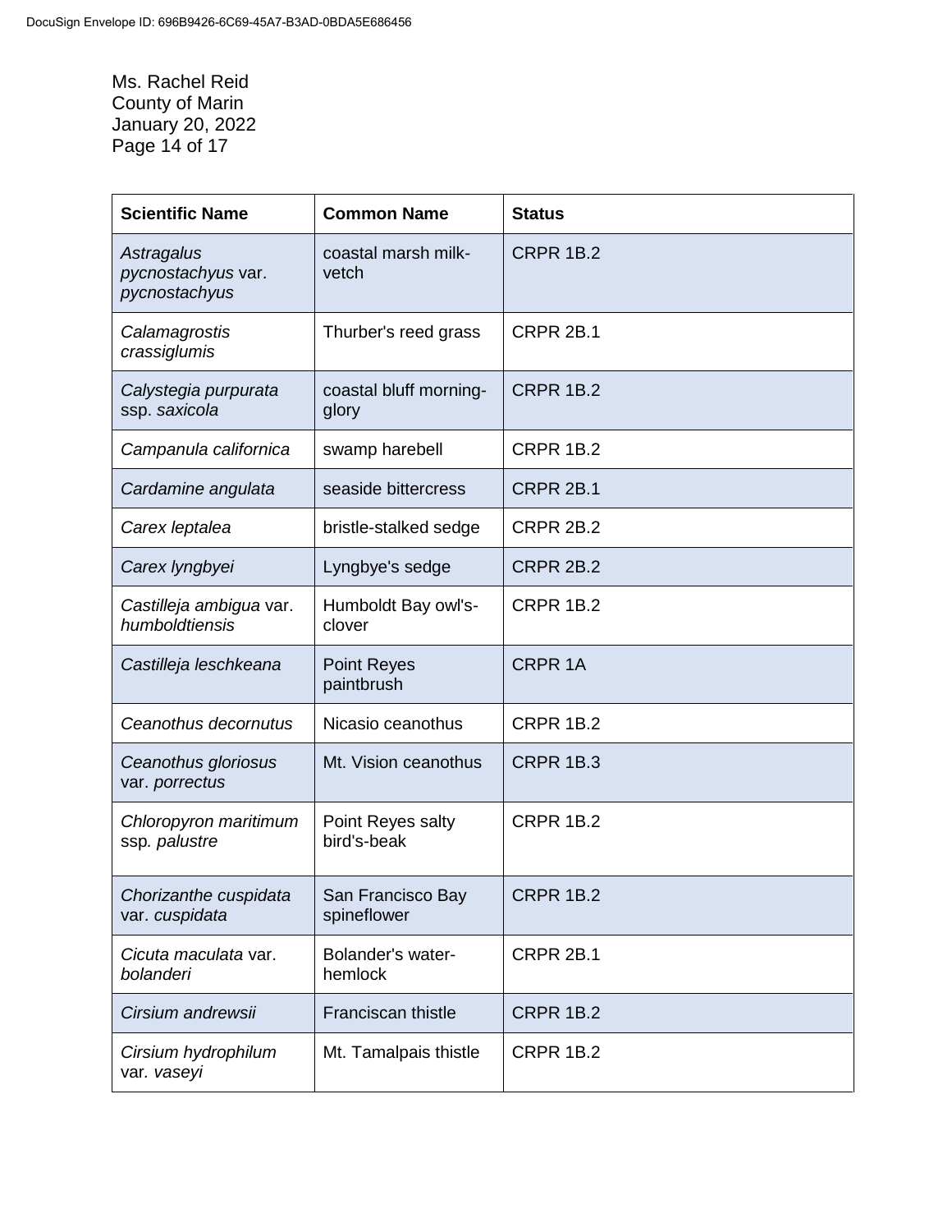| Scientific Name | Common Name | Status |
|---|---|---|
| *Astragalus pycnostachyus* var. *pycnostachyus* | coastal marsh milk-vetch | CRPR 1B.2 |
| *Calamagrostis crassiglumis* | Thurber's reed grass | CRPR 2B.1 |
| *Calystegia purpurata* ssp. *saxicola* | coastal bluff morning-glory | CRPR 1B.2 |
| *Campanula californica* | swamp harebell | CRPR 1B.2 |
| *Cardamine angulata* | seaside bittercress | CRPR 2B.1 |
| *Carex leptalea* | bristle-stalked sedge | CRPR 2B.2 |
| *Carex lyngbyei* | Lyngbye's sedge | CRPR 2B.2 |
| *Castilleja ambigua* var. *humboldtiensis* | Humboldt Bay owl's-clover | CRPR 1B.2 |
| *Castilleja leschkeana* | Point Reyes paintbrush | CRPR 1A |
| *Ceanothus decornutus* | Nicasio ceanothus | CRPR 1B.2 |
| *Ceanothus gloriosus* var. *porrectus* | Mt. Vision ceanothus | CRPR 1B.3 |
| *Chloropyron maritimum* ssp. *palustre* | Point Reyes salty bird's-beak | CRPR 1B.2 |
| *Chorizanthe cuspidata* var. *cuspidata* | San Francisco Bay spineflower | CRPR 1B.2 |
| *Cicuta maculata* var. *bolanderi* | Bolander's water-hemlock | CRPR 2B.1 |
| *Cirsium andrewsii* | Franciscan thistle | CRPR 1B.2 |
| *Cirsium hydrophilum* var. *vaseyi* | Mt. Tamalpais thistle | CRPR 1B.2 |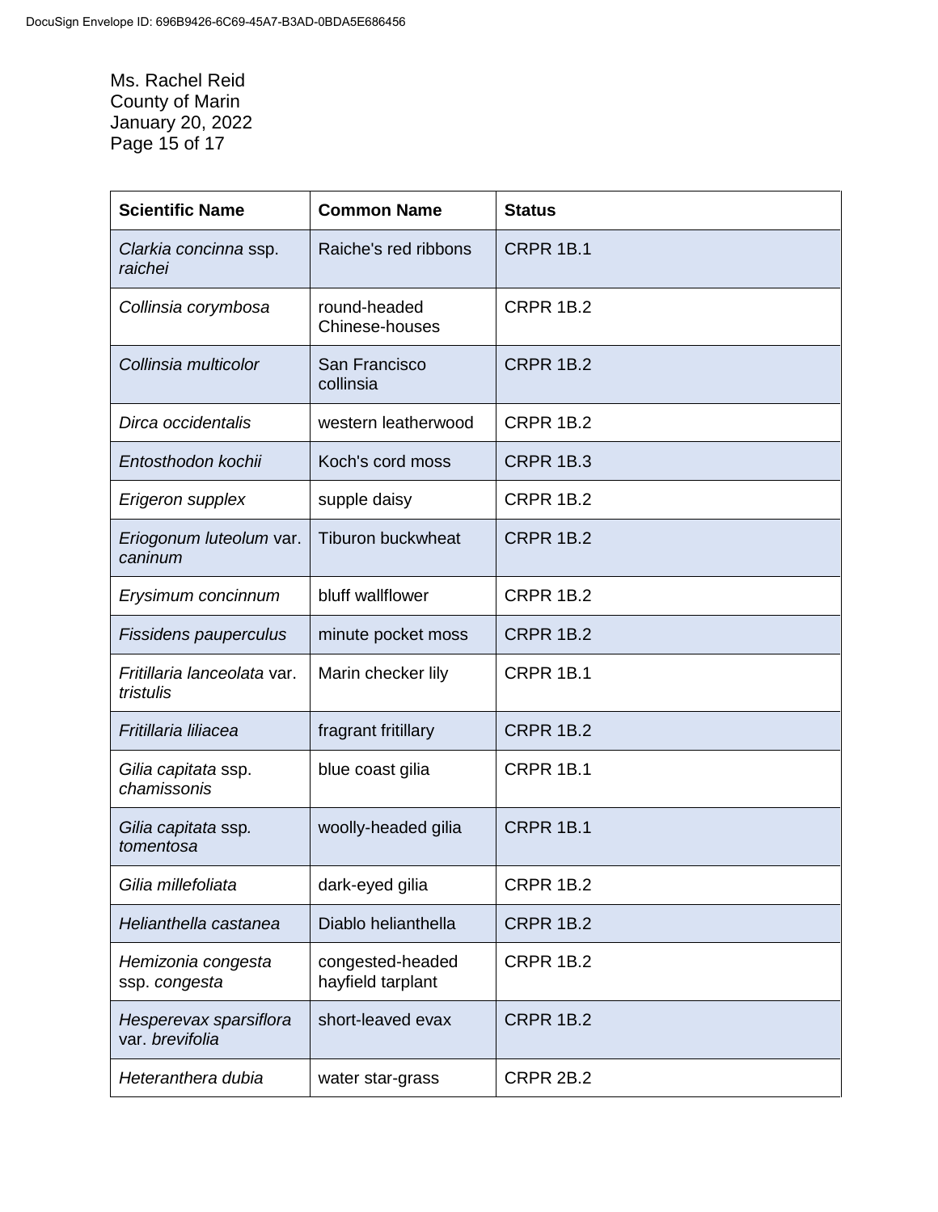Ms. Rachel Reid
County of Marin
January 20, 2022

| Scientific Name | Common Name | Status |
|---|---|---|
| *Clarkia concinna* ssp. *raichei* | Raiche's red ribbons | CRPR 1B.1 |
| *Collinsia corymbosa* | round-headed Chinese-houses | CRPR 1B.2 |
| *Collinsia multicolor* | San Francisco collinsia | CRPR 1B.2 |
| *Dirca occidentalis* | western leatherwood | CRPR 1B.2 |
| *Entosthodon kochii* | Koch's cord moss | CRPR 1B.3 |
| *Erigeron supplex* | supple daisy | CRPR 1B.2 |
| *Eriogonum luteolum* var. *caninum* | Tiburon buckwheat | CRPR 1B.2 |
| *Erysimum concinnum* | bluff wallflower | CRPR 1B.2 |
| *Fissidens pauperculus* | minute pocket moss | CRPR 1B.2 |
| *Fritillaria lanceolata* var. *tristulis* | Marin checker lily | CRPR 1B.1 |
| *Fritillaria liliacea* | fragrant fritillary | CRPR 1B.2 |
| *Gilia capitata* ssp. *chamissonis* | blue coast gilia | CRPR 1B.1 |
| *Gilia capitata* ssp. *tomentosa* | woolly-headed gilia | CRPR 1B.1 |
| *Gilia millefoliata* | dark-eyed gilia | CRPR 1B.2 |
| *Helianthella castanea* | Diablo helianthella | CRPR 1B.2 |
| *Hemizonia congesta* ssp. *congesta* | congested-headed hayfield tarplant | CRPR 1B.2 |
| *Hesperevax sparsiflora* var. *brevifolia* | short-leaved evax | CRPR 1B.2 |
| *Heteranthera dubia* | water star-grass | CRPR 2B.2 |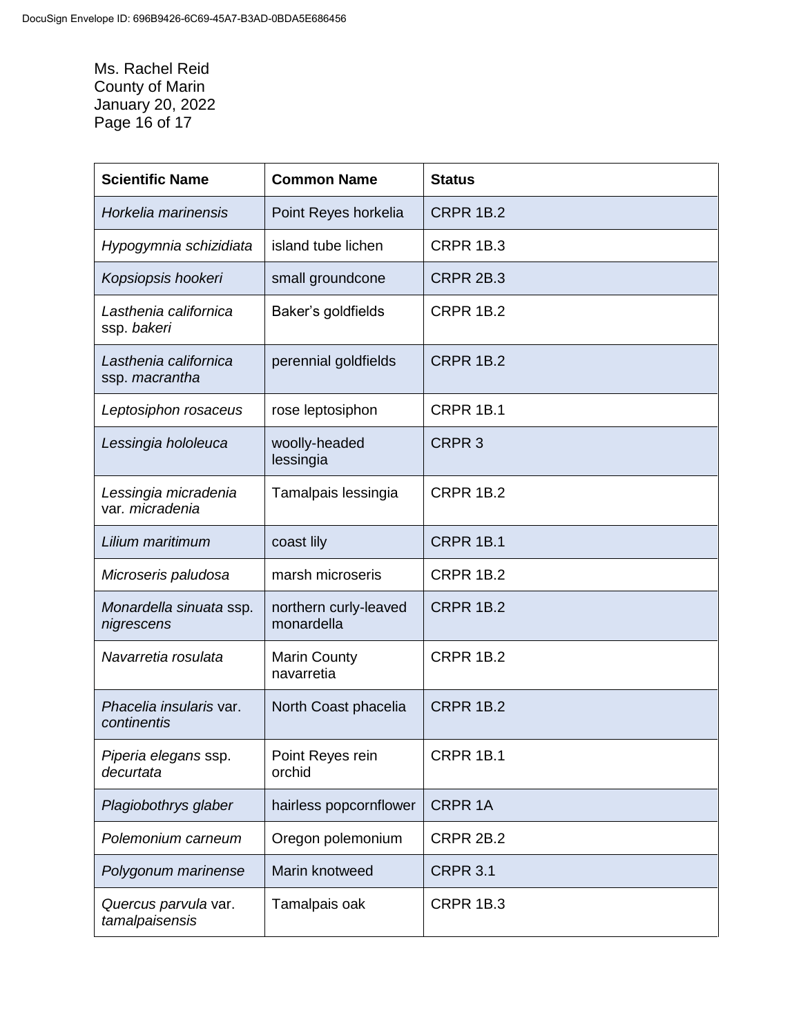| Scientific Name | Common Name | Status |
| --- | --- | --- |
| *Horkelia marinensis* | Point Reyes horkelia | CRPR 1B.2 |
| *Hypogymnia schizidiata* | island tube lichen | CRPR 1B.3 |
| *Kopsiopsis hookeri* | small groundcone | CRPR 2B.3 |
| *Lasthenia californica* ssp. *bakeri* | Baker's goldfields | CRPR 1B.2 |
| *Lasthenia californica* ssp. *macrantha* | perennial goldfields | CRPR 1B.2 |
| *Leptosiphon rosaceus* | rose leptosiphon | CRPR 1B.1 |
| *Lessingia hololeuca* | woolly-headed lessingia | CRPR 3 |
| *Lessingia micradenia* var. *micradenia* | Tamalpais lessingia | CRPR 1B.2 |
| *Lilium maritimum* | coast lily | CRPR 1B.1 |
| *Microseris paludosa* | marsh microseris | CRPR 1B.2 |
| *Monardella sinuata* ssp. *nigrescens* | northern curly-leaved monardella | CRPR 1B.2 |
| *Navarretia rosulata* | Marin County navarretia | CRPR 1B.2 |
| *Phacelia insularis* var. *continentis* | North Coast phacelia | CRPR 1B.2 |
| *Piperia elegans* ssp. *decurtata* | Point Reyes rein orchid | CRPR 1B.1 |
| *Plagiobothrys glaber* | hairless popcornflower | CRPR 1A |
| *Polemonium carneum* | Oregon polemonium | CRPR 2B.2 |
| *Polygonum marinense* | Marin knotweed | CRPR 3.1 |
| *Quercus parvula* var. *tamalpaisensis* | Tamalpais oak | CRPR 1B.3 |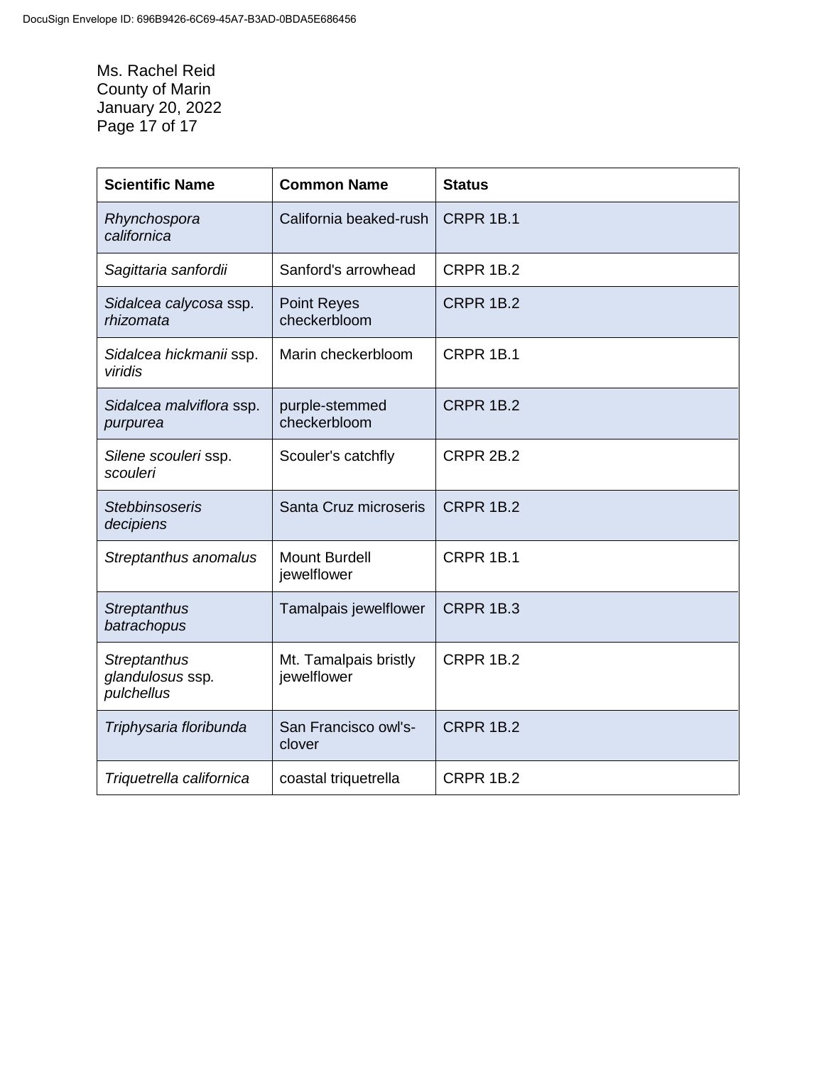| Scientific Name | Common Name | Status |
|---|---|---|
| *Rhynchospora californica* | California beaked-rush | CRPR 1B.1 |
| *Sagittaria sanfordii* | Sanford's arrowhead | CRPR 1B.2 |
| *Sidalcea calycosa* ssp. *rhizomata* | Point Reyes checkerbloom | CRPR 1B.2 |
| *Sidalcea hickmanii* ssp. *viridis* | Marin checkerbloom | CRPR 1B.1 |
| *Sidalcea malviflora* ssp. *purpurea* | purple-stemmed checkerbloom | CRPR 1B.2 |
| *Silene scouleri* ssp. *scouleri* | Scouler's catchfly | CRPR 2B.2 |
| *Stebbinsoseris decipiens* | Santa Cruz microseris | CRPR 1B.2 |
| *Streptanthus anomalus* | Mount Burdell jewelflower | CRPR 1B.1 |
| *Streptanthus batrachopus* | Tamalpais jewelflower | CRPR 1B.3 |
| *Streptanthus glandulosus* ssp. *pulchellus* | Mt. Tamalpais bristly jewelflower | CRPR 1B.2 |
| *Triphysaria floribunda* | San Francisco owl's-clover | CRPR 1B.2 |
| *Triquetrella californica* | coastal triquetrella | CRPR 1B.2 |